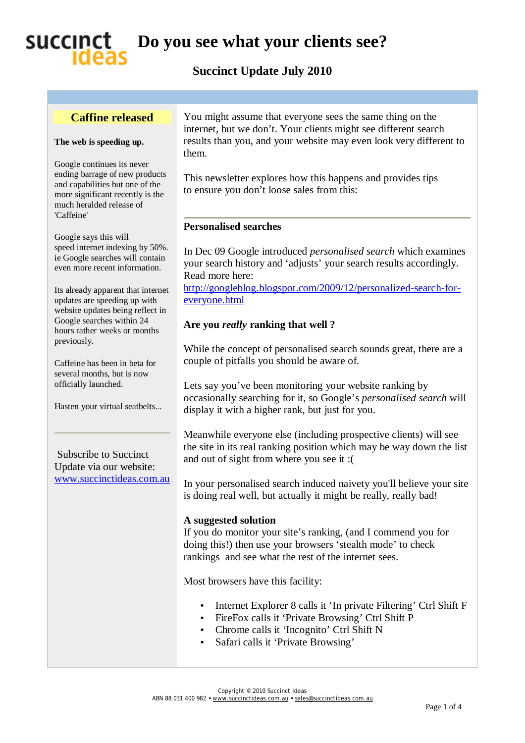# Do you see what your clients see?

## Succinct Update July 2010

You might assume that everyone sees the same thing on the internet, but we don't. Your clients might see different search results than you, and your website may even look very different to them.

This newsletter explores how this happens and provides tips to ensure you don't loose sales from this:

---

### Personalised searches

In Dec 09 Google introduced *personalised search* which examines your search history and 'adjusts' your search results accordingly. Read more here: http://googleblog.blogspot.com/2009/12/personalized-search-for-everyone.html

### Are you *really* ranking that well ?

While the concept of personalised search sounds great, there are a couple of pitfalls you should be aware of.

Lets say you've been monitoring your website ranking by occasionally searching for it, so Google's *personalised search* will display it with a higher rank, but just for you.

Meanwhile everyone else (including prospective clients) will see the site in its real ranking position which may be way down the list and out of sight from where you see it :(

In your personalised search induced naivety you'll believe your site is doing real well, but actually it might be really, really bad!

**A suggested solution**

If you do monitor your site's ranking, (and I commend you for doing this!) then use your browsers 'stealth mode' to check rankings and see what the rest of the internet sees.

Most browsers have this facility:

- Internet Explorer 8 calls it 'In private Filtering' Ctrl Shift F
- FireFox calls it 'Private Browsing' Ctrl Shift P
- Chrome calls it 'Incognito' Ctrl Shift N
- Safari calls it 'Private Browsing'

---

### Caffine released

**The web is speeding up.**

Google continues its never ending barrage of new products and capabilities but one of the more significant recently is the much heralded release of 'Caffeine'

Google says this will speed internet indexing by 50%. ie Google searches will contain even more recent information.

Its already apparent that internet updates are speeding up with website updates being reflect in Google searches within 24 hours rather weeks or months previously.

Caffeine has been in beta for several months, but is now officially launched.

Hasten your virtual seatbelts...

---

Subscribe to Succinct Update via our website: www.succinctideas.com.au

Copyright © 2010 Succinct Ideas
ABN 88 031 400 982 • www.succinctideas.com.au • sales@succinctideas.com.au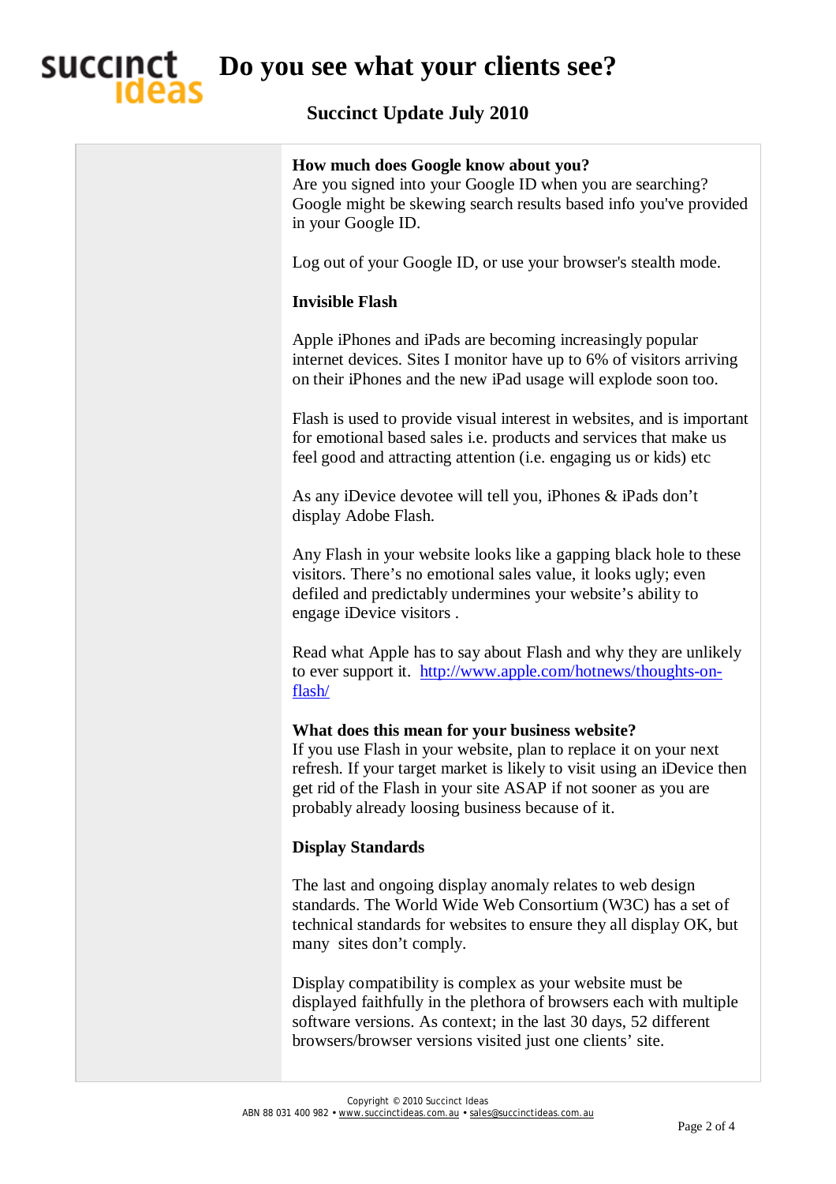# Do you see what your clients see?

## Succinct Update July 2010

**How much does Google know about you?**
Are you signed into your Google ID when you are searching? Google might be skewing search results based info you've provided in your Google ID.

Log out of your Google ID, or use your browser's stealth mode.

**Invisible Flash**

Apple iPhones and iPads are becoming increasingly popular internet devices. Sites I monitor have up to 6% of visitors arriving on their iPhones and the new iPad usage will explode soon too.

Flash is used to provide visual interest in websites, and is important for emotional based sales i.e. products and services that make us feel good and attracting attention (i.e. engaging us or kids) etc

As any iDevice devotee will tell you, iPhones & iPads don't display Adobe Flash.

Any Flash in your website looks like a gapping black hole to these visitors. There's no emotional sales value, it looks ugly; even defiled and predictably undermines your website's ability to engage iDevice visitors .

Read what Apple has to say about Flash and why they are unlikely to ever support it. [http://www.apple.com/hotnews/thoughts-on-flash/](http://www.apple.com/hotnews/thoughts-on-flash/)

**What does this mean for your business website?**
If you use Flash in your website, plan to replace it on your next refresh. If your target market is likely to visit using an iDevice then get rid of the Flash in your site ASAP if not sooner as you are probably already loosing business because of it.

**Display Standards**

The last and ongoing display anomaly relates to web design standards. The World Wide Web Consortium (W3C) has a set of technical standards for websites to ensure they all display OK, but many sites don't comply.

Display compatibility is complex as your website must be displayed faithfully in the plethora of browsers each with multiple software versions. As context; in the last 30 days, 52 different browsers/browser versions visited just one clients' site.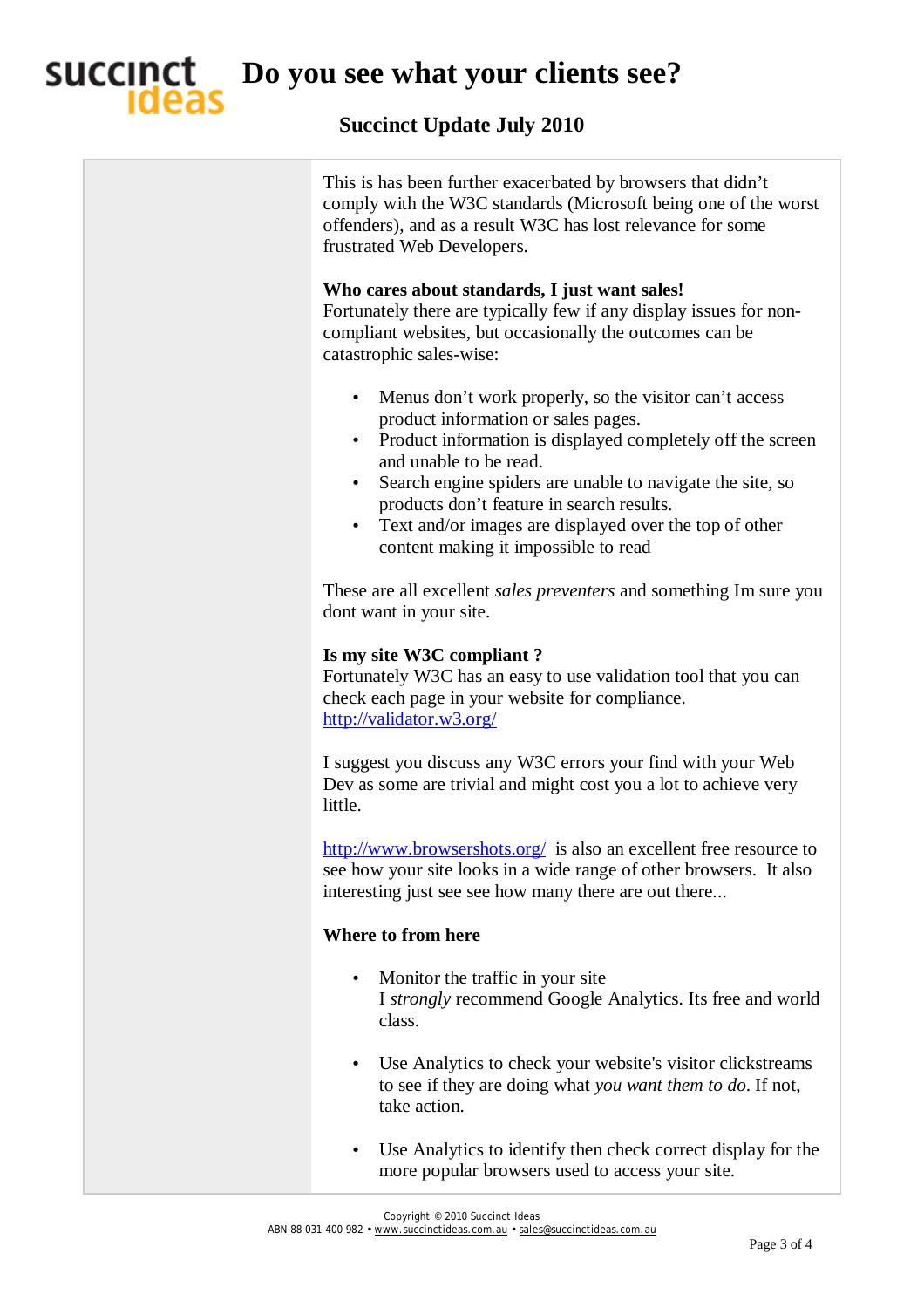This is has been further exacerbated by browsers that didn't comply with the W3C standards (Microsoft being one of the worst offenders), and as a result W3C has lost relevance for some frustrated Web Developers.

**Who cares about standards, I just want sales!**
Fortunately there are typically few if any display issues for non-compliant websites, but occasionally the outcomes can be catastrophic sales-wise:

- Menus don't work properly, so the visitor can't access product information or sales pages.
- Product information is displayed completely off the screen and unable to be read.
- Search engine spiders are unable to navigate the site, so products don't feature in search results.
- Text and/or images are displayed over the top of other content making it impossible to read

These are all excellent *sales preventers* and something Im sure you dont want in your site.

**Is my site W3C compliant ?**
Fortunately W3C has an easy to use validation tool that you can check each page in your website for compliance.
http://validator.w3.org/

I suggest you discuss any W3C errors your find with your Web Dev as some are trivial and might cost you a lot to achieve very little.

http://www.browsershots.org/ is also an excellent free resource to see how your site looks in a wide range of other browsers. It also interesting just see see how many there are out there...

**Where to from here**

- Monitor the traffic in your site
  I *strongly* recommend Google Analytics. Its free and world class.

- Use Analytics to check your website's visitor clickstreams to see if they are doing what *you want them to do*. If not, take action.

- Use Analytics to identify then check correct display for the more popular browsers used to access your site.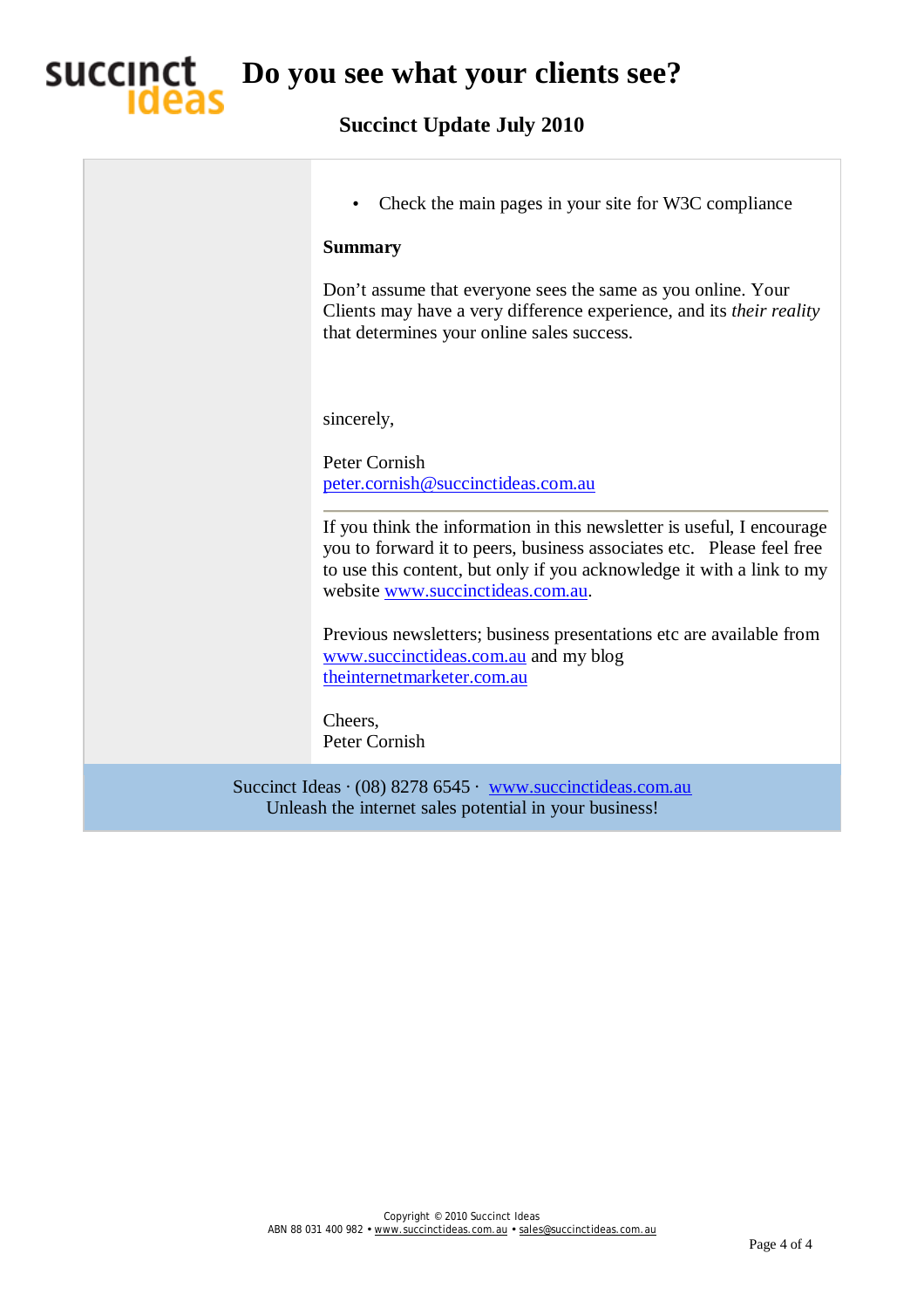- Check the main pages in your site for W3C compliance

**Summary**

Don't assume that everyone sees the same as you online. Your Clients may have a very difference experience, and its *their reality* that determines your online sales success.

sincerely,

Peter Cornish
peter.cornish@succinctideas.com.au

---

If you think the information in this newsletter is useful, I encourage you to forward it to peers, business associates etc. Please feel free to use this content, but only if you acknowledge it with a link to my website www.succinctideas.com.au.

Previous newsletters; business presentations etc are available from www.succinctideas.com.au and my blog theinternetmarketer.com.au

Cheers,
Peter Cornish

Succinct Ideas · (08) 8278 6545 · www.succinctideas.com.au
Unleash the internet sales potential in your business!

Copyright © 2010 Succinct Ideas
ABN 88 031 400 982 • www.succinctideas.com.au • sales@succinctideas.com.au